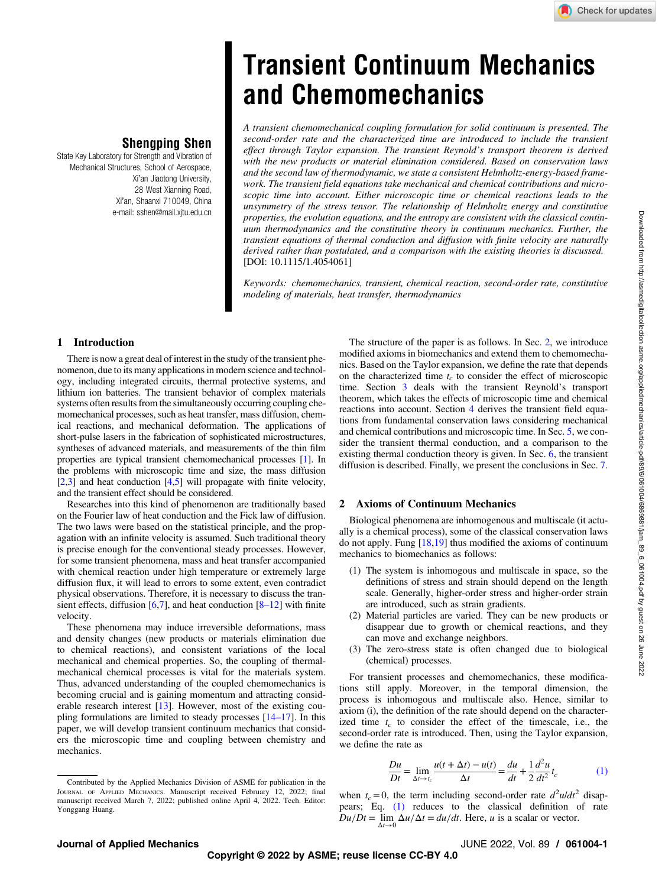# Transient Continuum Mechanics and Chemomechanics

**Shengping Shen**
State Key Laboratory for Strength and Vibration of Mechanical Structures, School of Aerospace, Xi'an Jiaotong University, 28 West Xianning Road, Xi'an, Shaanxi 710049, China
e-mail: sshen@mail.xjtu.edu.cn

*A transient chemomechanical coupling formulation for solid continuum is presented. The second-order rate and the characterized time are introduced to include the transient effect through Taylor expansion. The transient Reynold's transport theorem is derived with the new products or material elimination considered. Based on conservation laws and the second law of thermodynamic, we state a consistent Helmholtz-energy-based framework. The transient field equations take mechanical and chemical contributions and microscopic time into account. Either microscopic time or chemical reactions leads to the unsymmetry of the stress tensor. The relationship of Helmholtz energy and constitutive properties, the evolution equations, and the entropy are consistent with the classical continuum thermodynamics and the constitutive theory in continuum mechanics. Further, the transient equations of thermal conduction and diffusion with finite velocity are naturally derived rather than postulated, and a comparison with the existing theories is discussed.* [DOI: 10.1115/1.4054061]

*Keywords: chemomechanics, transient, chemical reaction, second-order rate, constitutive modeling of materials, heat transfer, thermodynamics*

## 1 Introduction

There is now a great deal of interest in the study of the transient phenomenon, due to its many applications in modern science and technology, including integrated circuits, thermal protective systems, and lithium ion batteries. The transient behavior of complex materials systems often results from the simultaneously occurring coupling chemomechanical processes, such as heat transfer, mass diffusion, chemical reactions, and mechanical deformation. The applications of short-pulse lasers in the fabrication of sophisticated microstructures, syntheses of advanced materials, and measurements of the thin film properties are typical transient chemomechanical processes [1]. In the problems with microscopic time and size, the mass diffusion [2,3] and heat conduction [4,5] will propagate with finite velocity, and the transient effect should be considered.

Researches into this kind of phenomenon are traditionally based on the Fourier law of heat conduction and the Fick law of diffusion. The two laws were based on the statistical principle, and the propagation with an infinite velocity is assumed. Such traditional theory is precise enough for the conventional steady processes. However, for some transient phenomena, mass and heat transfer accompanied with chemical reaction under high temperature or extremely large diffusion flux, it will lead to errors to some extent, even contradict physical observations. Therefore, it is necessary to discuss the transient effects, diffusion [6,7], and heat conduction [8–12] with finite velocity.

These phenomena may induce irreversible deformations, mass and density changes (new products or materials elimination due to chemical reactions), and consistent variations of the local mechanical and chemical properties. So, the coupling of thermal-mechanical chemical processes is vital for the materials system. Thus, advanced understanding of the coupled chemomechanics is becoming crucial and is gaining momentum and attracting considerable research interest [13]. However, most of the existing coupling formulations are limited to steady processes [14–17]. In this paper, we will develop transient continuum mechanics that considers the microscopic time and coupling between chemistry and mechanics.

The structure of the paper is as follows. In Sec. 2, we introduce modified axioms in biomechanics and extend them to chemomechanics. Based on the Taylor expansion, we define the rate that depends on the characterized time $t_c$ to consider the effect of microscopic time. Section 3 deals with the transient Reynold's transport theorem, which takes the effects of microscopic time and chemical reactions into account. Section 4 derives the transient field equations from fundamental conservation laws considering mechanical and chemical contributions and microscopic time. In Sec. 5, we consider the transient thermal conduction, and a comparison to the existing thermal conduction theory is given. In Sec. 6, the transient diffusion is described. Finally, we present the conclusions in Sec. 7.

## 2 Axioms of Continuum Mechanics

Biological phenomena are inhomogenous and multiscale (it actually is a chemical process), some of the classical conservation laws do not apply. Fung [18,19] thus modified the axioms of continuum mechanics to biomechanics as follows:

(1) The system is inhomogenous and multiscale in space, so the definitions of stress and strain should depend on the length scale. Generally, higher-order stress and higher-order strain are introduced, such as strain gradients.
(2) Material particles are varied. They can be new products or disappear due to growth or chemical reactions, and they can move and exchange neighbors.
(3) The zero-stress state is often changed due to biological (chemical) processes.

For transient processes and chemomechanics, these modifications still apply. Moreover, in the temporal dimension, the process is inhomogenous and multiscale also. Hence, similar to axiom (i), the definition of the rate should depend on the characterized time $t_c$ to consider the effect of the timescale, i.e., the second-order rate is introduced. Then, using the Taylor expansion, we define the rate as

$$\frac{Du}{Dt} = \lim_{\Delta t \to t_c} \frac{u(t+\Delta t) - u(t)}{\Delta t} = \frac{du}{dt} + \frac{1}{2}\frac{d^2u}{dt^2} t_c \tag{1}$$

when $t_c = 0$, the term including second-order rate $d^2u/dt^2$ disappears; Eq. (1) reduces to the classical definition of rate $Du/Dt = \lim_{\Delta t \to 0} \Delta u/\Delta t = du/dt$. Here, $u$ is a scalar or vector.

---

Contributed by the Applied Mechanics Division of ASME for publication in the Journal of Applied Mechanics. Manuscript received February 12, 2022; final manuscript received March 7, 2022; published online April 4, 2022. Tech. Editor: Yonggang Huang.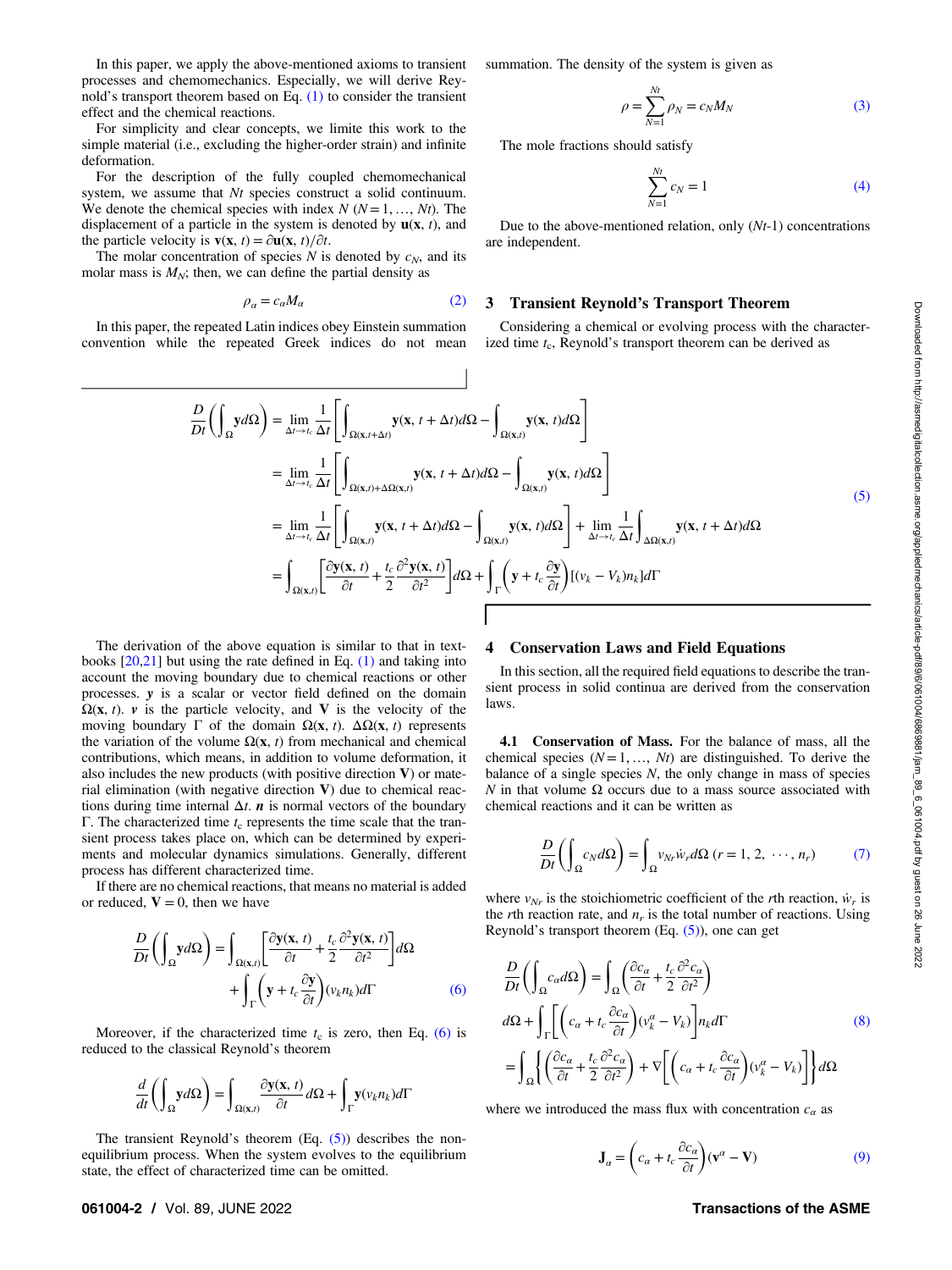In this paper, we apply the above-mentioned axioms to transient processes and chemomechanics. Especially, we will derive Reynold's transport theorem based on Eq. (1) to consider the transient effect and the chemical reactions.

For simplicity and clear concepts, we limite this work to the simple material (i.e., excluding the higher-order strain) and infinite deformation.

For the description of the fully coupled chemomechanical system, we assume that $Nt$ species construct a solid continuum. We denote the chemical species with index $N$ ($N = 1, \ldots, Nt$). The displacement of a particle in the system is denoted by $\mathbf{u}(\mathbf{x}, t)$, and the particle velocity is $\mathbf{v}(\mathbf{x}, t) = \partial \mathbf{u}(\mathbf{x}, t)/\partial t$.

The molar concentration of species $N$ is denoted by $c_N$, and its molar mass is $M_N$; then, we can define the partial density as

$$\rho_\alpha = c_\alpha M_\alpha \tag{2}$$

In this paper, the repeated Latin indices obey Einstein summation convention while the repeated Greek indices do not mean summation. The density of the system is given as

$$\rho = \sum_{N=1}^{Nt} \rho_N = c_N M_N \tag{3}$$

The mole fractions should satisfy

$$\sum_{N=1}^{Nt} c_N = 1 \tag{4}$$

Due to the above-mentioned relation, only ($Nt$-1) concentrations are independent.

## 3 Transient Reynold's Transport Theorem

Considering a chemical or evolving process with the characterized time $t_c$, Reynold's transport theorem can be derived as

$$\begin{aligned}
\frac{D}{Dt}\left(\int_\Omega \mathbf{y} d\Omega\right) &= \lim_{\Delta t \to t_c} \frac{1}{\Delta t}\left[\int_{\Omega(\mathbf{x}, t+\Delta t)} \mathbf{y}(\mathbf{x}, t+\Delta t) d\Omega - \int_{\Omega(\mathbf{x}, t)} \mathbf{y}(\mathbf{x}, t) d\Omega\right] \\
&= \lim_{\Delta t \to t_c} \frac{1}{\Delta t}\left[\int_{\Omega(\mathbf{x}, t)+\Delta\Omega(\mathbf{x}, t)} \mathbf{y}(\mathbf{x}, t+\Delta t) d\Omega - \int_{\Omega(\mathbf{x}, t)} \mathbf{y}(\mathbf{x}, t) d\Omega\right] \\
&= \lim_{\Delta t \to t_c} \frac{1}{\Delta t}\left[\int_{\Omega(\mathbf{x}, t)} \mathbf{y}(\mathbf{x}, t+\Delta t) d\Omega - \int_{\Omega(\mathbf{x}, t)} \mathbf{y}(\mathbf{x}, t) d\Omega\right] + \lim_{\Delta t \to t_c} \frac{1}{\Delta t}\int_{\Delta\Omega(\mathbf{x}, t)} \mathbf{y}(\mathbf{x}, t+\Delta t) d\Omega \\
&= \int_{\Omega(\mathbf{x}, t)}\left[\frac{\partial \mathbf{y}(\mathbf{x}, t)}{\partial t} + \frac{t_c}{2}\frac{\partial^2 \mathbf{y}(\mathbf{x}, t)}{\partial t^2}\right] d\Omega + \int_\Gamma \left(\mathbf{y} + t_c \frac{\partial \mathbf{y}}{\partial t}\right)[(v_k - V_k) n_k] d\Gamma
\end{aligned} \tag{5}$$

The derivation of the above equation is similar to that in textbooks [20,21] but using the rate defined in Eq. (1) and taking into account the moving boundary due to chemical reactions or other processes. $\boldsymbol{y}$ is a scalar or vector field defined on the domain $\Omega(\mathbf{x}, t)$. $\boldsymbol{v}$ is the particle velocity, and $\mathbf{V}$ is the velocity of the moving boundary $\Gamma$ of the domain $\Omega(\mathbf{x}, t)$. $\Delta\Omega(\mathbf{x}, t)$ represents the variation of the volume $\Omega(\mathbf{x}, t)$ from mechanical and chemical contributions, which means, in addition to volume deformation, it also includes the new products (with positive direction $\mathbf{V}$) or material elimination (with negative direction $\mathbf{V}$) due to chemical reactions during time internal $\Delta t$. $\boldsymbol{n}$ is normal vectors of the boundary $\Gamma$. The characterized time $t_c$ represents the time scale that the transient process takes place on, which can be determined by experiments and molecular dynamics simulations. Generally, different process has different characterized time.

If there are no chemical reactions, that means no material is added or reduced, $\mathbf{V} = 0$, then we have

$$\frac{D}{Dt}\left(\int_\Omega \mathbf{y} d\Omega\right) = \int_{\Omega(\mathbf{x}, t)}\left[\frac{\partial \mathbf{y}(\mathbf{x}, t)}{\partial t} + \frac{t_c}{2}\frac{\partial^2 \mathbf{y}(\mathbf{x}, t)}{\partial t^2}\right] d\Omega + \int_\Gamma \left(\mathbf{y} + t_c \frac{\partial \mathbf{y}}{\partial t}\right)(v_k n_k) d\Gamma \tag{6}$$

Moreover, if the characterized time $t_c$ is zero, then Eq. (6) is reduced to the classical Reynold's theorem

$$\frac{d}{dt}\left(\int_\Omega \mathbf{y} d\Omega\right) = \int_{\Omega(\mathbf{x}, t)} \frac{\partial \mathbf{y}(\mathbf{x}, t)}{\partial t} d\Omega + \int_\Gamma \mathbf{y}(v_k n_k) d\Gamma$$

The transient Reynold's theorem (Eq. (5)) describes the non-equilibrium process. When the system evolves to the equilibrium state, the effect of characterized time can be omitted.

## 4 Conservation Laws and Field Equations

In this section, all the required field equations to describe the transient process in solid continua are derived from the conservation laws.

**4.1 Conservation of Mass.** For the balance of mass, all the chemical species ($N = 1, \ldots, Nt$) are distinguished. To derive the balance of a single species $N$, the only change in mass of species $N$ in that volume $\Omega$ occurs due to a mass source associated with chemical reactions and it can be written as

$$\frac{D}{Dt}\left(\int_\Omega c_N d\Omega\right) = \int_\Omega v_{Nr} \dot{w}_r d\Omega \ (r = 1, 2, \cdots, n_r) \tag{7}$$

where $v_{Nr}$ is the stoichiometric coefficient of the $r$th reaction, $\dot{w}_r$ is the $r$th reaction rate, and $n_r$ is the total number of reactions. Using Reynold's transport theorem (Eq. (5)), one can get

$$\begin{aligned}
\frac{D}{Dt}\left(\int_\Omega c_\alpha d\Omega\right) &= \int_\Omega \left(\frac{\partial c_\alpha}{\partial t} + \frac{t_c}{2}\frac{\partial^2 c_\alpha}{\partial t^2}\right) d\Omega + \int_\Gamma \left[\left(c_\alpha + t_c \frac{\partial c_\alpha}{\partial t}\right)(v_k^\alpha - V_k)\right] n_k d\Gamma \\
&= \int_\Omega \left\{\left(\frac{\partial c_\alpha}{\partial t} + \frac{t_c}{2}\frac{\partial^2 c_\alpha}{\partial t^2}\right) + \nabla\left[\left(c_\alpha + t_c \frac{\partial c_\alpha}{\partial t}\right)(v_k^\alpha - V_k)\right]\right\} d\Omega
\end{aligned} \tag{8}$$

where we introduced the mass flux with concentration $c_\alpha$ as

$$\mathbf{J}_\alpha = \left(c_\alpha + t_c \frac{\partial c_\alpha}{\partial t}\right)(\mathbf{v}^\alpha - \mathbf{V}) \tag{9}$$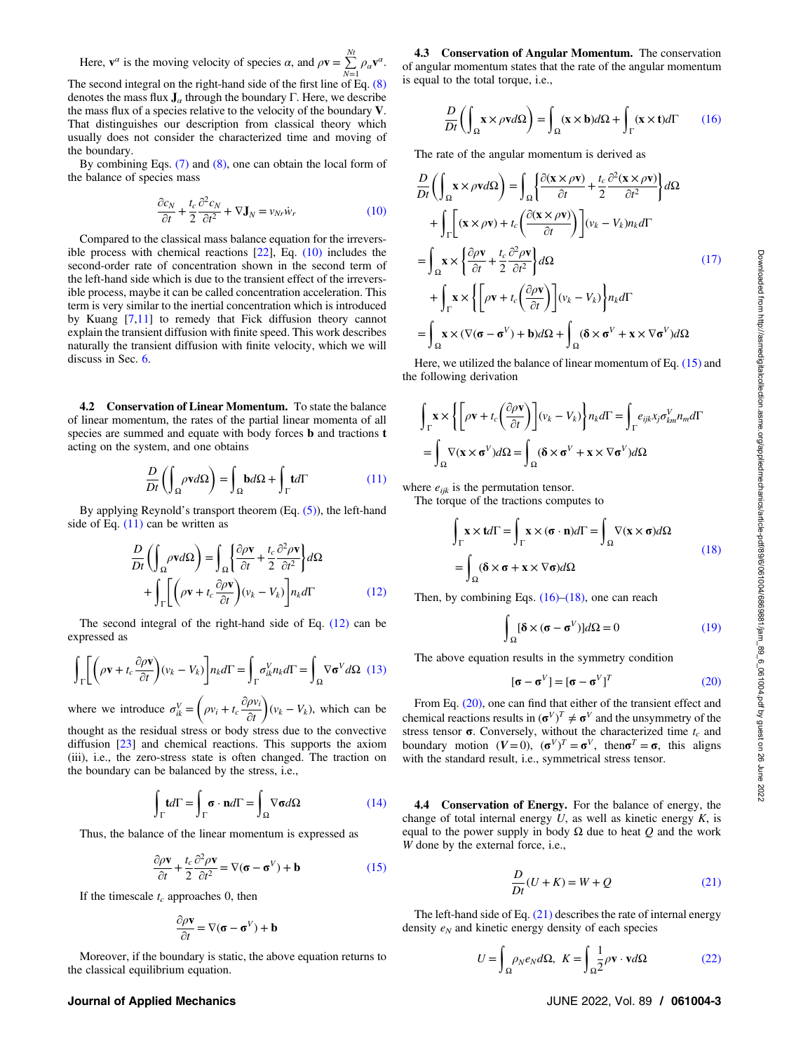Here, $\mathbf{v}^\alpha$ is the moving velocity of species $\alpha$, and $\rho\mathbf{v} = \sum_{N=1}^{Nt} \rho_\alpha \mathbf{v}^\alpha$.

The second integral on the right-hand side of the first line of Eq. (8) denotes the mass flux $\mathbf{J}_\alpha$ through the boundary $\Gamma$. Here, we describe the mass flux of a species relative to the velocity of the boundary $\mathbf{V}$. That distinguishes our description from classical theory which usually does not consider the characterized time and moving of the boundary.

By combining Eqs. (7) and (8), one can obtain the local form of the balance of species mass

$$\frac{\partial c_N}{\partial t} + \frac{t_c}{2}\frac{\partial^2 c_N}{\partial t^2} + \nabla \mathbf{J}_N = \nu_{Nr}\dot{w}_r \tag{10}$$

Compared to the classical mass balance equation for the irreversible process with chemical reactions [22], Eq. (10) includes the second-order rate of concentration shown in the second term of the left-hand side which is due to the transient effect of the irreversible process, maybe it can be called concentration acceleration. This term is very similar to the inertial concentration which is introduced by Kuang [7,11] to remedy that Fick diffusion theory cannot explain the transient diffusion with finite speed. This work describes naturally the transient diffusion with finite velocity, which we will discuss in Sec. 6.

### 4.2 Conservation of Linear Momentum.

To state the balance of linear momentum, the rates of the partial linear momenta of all species are summed and equate with body forces $\mathbf{b}$ and tractions $\mathbf{t}$ acting on the system, and one obtains

$$\frac{D}{Dt}\left(\int_\Omega \rho\mathbf{v}d\Omega\right) = \int_\Omega \mathbf{b}d\Omega + \int_\Gamma \mathbf{t}d\Gamma \tag{11}$$

By applying Reynold's transport theorem (Eq. (5)), the left-hand side of Eq. (11) can be written as

$$\frac{D}{Dt}\left(\int_\Omega \rho\mathbf{v}d\Omega\right) = \int_\Omega \left\{\frac{\partial\rho\mathbf{v}}{\partial t} + \frac{t_c}{2}\frac{\partial^2\rho\mathbf{v}}{\partial t^2}\right\}d\Omega + \int_\Gamma\left[\left(\rho\mathbf{v} + t_c\frac{\partial\rho\mathbf{v}}{\partial t}\right)(v_k - V_k)\right]n_k d\Gamma \tag{12}$$

The second integral of the right-hand side of Eq. (12) can be expressed as

$$\int_\Gamma\left[\left(\rho\mathbf{v} + t_c\frac{\partial\rho\mathbf{v}}{\partial t}\right)(v_k - V_k)\right]n_k d\Gamma = \int_\Gamma \sigma_{ik}^V n_k d\Gamma = \int_\Omega \nabla\boldsymbol{\sigma}^V d\Omega \tag{13}$$

where we introduce $\sigma_{ik}^V = \left(\rho v_i + t_c\frac{\partial\rho v_i}{\partial t}\right)(v_k - V_k)$, which can be thought as the residual stress or body stress due to the convective diffusion [23] and chemical reactions. This supports the axiom (iii), i.e., the zero-stress state is often changed. The traction on the boundary can be balanced by the stress, i.e.,

$$\int_\Gamma \mathbf{t}d\Gamma = \int_\Gamma \boldsymbol{\sigma}\cdot\mathbf{n}d\Gamma = \int_\Omega \nabla\boldsymbol{\sigma}d\Omega \tag{14}$$

Thus, the balance of the linear momentum is expressed as

$$\frac{\partial\rho\mathbf{v}}{\partial t} + \frac{t_c}{2}\frac{\partial^2\rho\mathbf{v}}{\partial t^2} = \nabla(\boldsymbol{\sigma} - \boldsymbol{\sigma}^V) + \mathbf{b} \tag{15}$$

If the timescale $t_c$ approaches 0, then

$$\frac{\partial\rho\mathbf{v}}{\partial t} = \nabla(\boldsymbol{\sigma} - \boldsymbol{\sigma}^V) + \mathbf{b}$$

Moreover, if the boundary is static, the above equation returns to the classical equilibrium equation.

### 4.3 Conservation of Angular Momentum.

The conservation of angular momentum states that the rate of the angular momentum is equal to the total torque, i.e.,

$$\frac{D}{Dt}\left(\int_\Omega \mathbf{x}\times\rho\mathbf{v}d\Omega\right) = \int_\Omega (\mathbf{x}\times\mathbf{b})d\Omega + \int_\Gamma (\mathbf{x}\times\mathbf{t})d\Gamma \tag{16}$$

The rate of the angular momentum is derived as

$$\begin{aligned}
\frac{D}{Dt}\left(\int_\Omega \mathbf{x}\times\rho\mathbf{v}d\Omega\right) &= \int_\Omega\left\{\frac{\partial(\mathbf{x}\times\rho\mathbf{v})}{\partial t} + \frac{t_c}{2}\frac{\partial^2(\mathbf{x}\times\rho\mathbf{v})}{\partial t^2}\right\}d\Omega \\
&\quad + \int_\Gamma\left[(\mathbf{x}\times\rho\mathbf{v}) + t_c\left(\frac{\partial(\mathbf{x}\times\rho\mathbf{v})}{\partial t}\right)\right](v_k - V_k)n_k d\Gamma \\
&= \int_\Omega \mathbf{x}\times\left\{\frac{\partial\rho\mathbf{v}}{\partial t} + \frac{t_c}{2}\frac{\partial^2\rho\mathbf{v}}{\partial t^2}\right\}d\Omega \\
&\quad + \int_\Gamma \mathbf{x}\times\left\{\left[\rho\mathbf{v} + t_c\left(\frac{\partial\rho\mathbf{v}}{\partial t}\right)\right](v_k - V_k)\right\}n_k d\Gamma \\
&= \int_\Omega \mathbf{x}\times(\nabla(\boldsymbol{\sigma} - \boldsymbol{\sigma}^V) + \mathbf{b})d\Omega + \int_\Omega (\boldsymbol{\delta}\times\boldsymbol{\sigma}^V + \mathbf{x}\times\nabla\boldsymbol{\sigma}^V)d\Omega
\end{aligned} \tag{17}$$

Here, we utilized the balance of linear momentum of Eq. (15) and the following derivation

$$\begin{aligned}
\int_\Gamma \mathbf{x}\times\left\{\left[\rho\mathbf{v} + t_c\left(\frac{\partial\rho\mathbf{v}}{\partial t}\right)\right](v_k - V_k)\right\}n_k d\Gamma &= \int_\Gamma e_{ijk}x_j\sigma_{km}^V n_m d\Gamma \\
= \int_\Omega \nabla(\mathbf{x}\times\boldsymbol{\sigma}^V) &= \int_\Omega (\boldsymbol{\delta}\times\boldsymbol{\sigma}^V + \mathbf{x}\times\nabla\boldsymbol{\sigma}^V)d\Omega
\end{aligned}$$

where $e_{ijk}$ is the permutation tensor.

The torque of the tractions computes to

$$\begin{aligned}
\int_\Gamma \mathbf{x}\times\mathbf{t}d\Gamma &= \int_\Gamma \mathbf{x}\times(\boldsymbol{\sigma}\cdot\mathbf{n})d\Gamma = \int_\Omega \nabla(\mathbf{x}\times\boldsymbol{\sigma})d\Omega \\
&= \int_\Omega (\boldsymbol{\delta}\times\boldsymbol{\sigma} + \mathbf{x}\times\nabla\boldsymbol{\sigma})d\Omega
\end{aligned} \tag{18}$$

Then, by combining Eqs. (16)–(18), one can reach

$$\int_\Omega [\boldsymbol{\delta}\times(\boldsymbol{\sigma} - \boldsymbol{\sigma}^V)]d\Omega = 0 \tag{19}$$

The above equation results in the symmetry condition

$$[\boldsymbol{\sigma} - \boldsymbol{\sigma}^V] = [\boldsymbol{\sigma} - \boldsymbol{\sigma}^V]^T \tag{20}$$

From Eq. (20), one can find that either of the transient effect and chemical reactions results in $(\boldsymbol{\sigma}^V)^T \neq \boldsymbol{\sigma}^V$ and the unsymmetry of the stress tensor $\boldsymbol{\sigma}$. Conversely, without the characterized time $t_c$ and boundary motion $(\mathbf{V} = 0)$, $(\boldsymbol{\sigma}^V)^T = \boldsymbol{\sigma}^V$, then $\boldsymbol{\sigma}^T = \boldsymbol{\sigma}$, this aligns with the standard result, i.e., symmetrical stress tensor.

### 4.4 Conservation of Energy.

For the balance of energy, the change of total internal energy $U$, as well as kinetic energy $K$, is equal to the power supply in body $\Omega$ due to heat $Q$ and the work $W$ done by the external force, i.e.,

$$\frac{D}{Dt}(U + K) = W + Q \tag{21}$$

The left-hand side of Eq. (21) describes the rate of internal energy density $e_N$ and kinetic energy density of each species

$$U = \int_\Omega \rho_N e_N d\Omega, \quad K = \int_\Omega \frac{1}{2}\rho\mathbf{v}\cdot\mathbf{v}d\Omega \tag{22}$$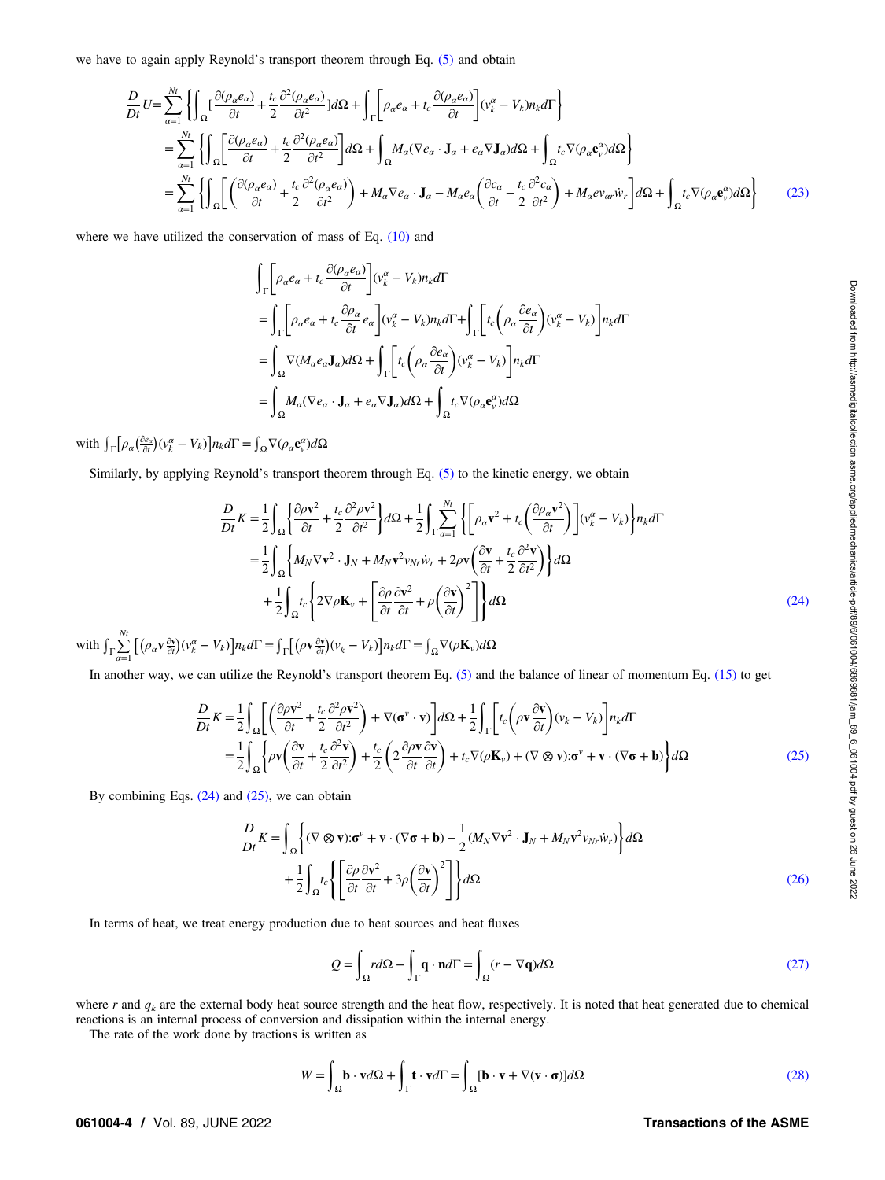we have to again apply Reynold's transport theorem through Eq. (5) and obtain

$$
\begin{aligned}
\frac{D}{Dt}U &= \sum_{\alpha=1}^{Nt}\left\{\int_{\Omega}\left[\frac{\partial(\rho_\alpha e_\alpha)}{\partial t}+\frac{t_c}{2}\frac{\partial^2(\rho_\alpha e_\alpha)}{\partial t^2}\right]d\Omega+\int_{\Gamma}\left[\rho_\alpha e_\alpha+t_c\frac{\partial(\rho_\alpha e_\alpha)}{\partial t}\right](v_k^\alpha-V_k)n_k d\Gamma\right\}\\
&=\sum_{\alpha=1}^{Nt}\left\{\int_{\Omega}\left[\frac{\partial(\rho_\alpha e_\alpha)}{\partial t}+\frac{t_c}{2}\frac{\partial^2(\rho_\alpha e_\alpha)}{\partial t^2}\right]d\Omega+\int_{\Omega}M_\alpha(\nabla e_\alpha\cdot\mathbf{J}_\alpha+e_\alpha\nabla\mathbf{J}_\alpha)d\Omega+\int_{\Omega}t_c\nabla(\rho_\alpha\mathbf{e}_v^\alpha)d\Omega\right\}\\
&=\sum_{\alpha=1}^{Nt}\left\{\int_{\Omega}\left[\left(\frac{\partial(\rho_\alpha e_\alpha)}{\partial t}+\frac{t_c}{2}\frac{\partial^2(\rho_\alpha e_\alpha)}{\partial t^2}\right)+M_\alpha\nabla e_\alpha\cdot\mathbf{J}_\alpha-M_\alpha e_\alpha\left(\frac{\partial c_\alpha}{\partial t}-\frac{t_c}{2}\frac{\partial^2 c_\alpha}{\partial t^2}\right)+M_\alpha e v_{\alpha r}\dot{w}_r\right]d\Omega+\int_{\Omega}t_c\nabla(\rho_\alpha\mathbf{e}_v^\alpha)d\Omega\right\}
\end{aligned}
\tag{23}
$$

where we have utilized the conservation of mass of Eq. (10) and

$$
\begin{aligned}
&\int_{\Gamma}\left[\rho_\alpha e_\alpha+t_c\frac{\partial(\rho_\alpha e_\alpha)}{\partial t}\right](v_k^\alpha-V_k)n_k d\Gamma\\
&=\int_{\Gamma}\left[\rho_\alpha e_\alpha+t_c\frac{\partial\rho_\alpha}{\partial t}e_\alpha\right](v_k^\alpha-V_k)n_k d\Gamma+\int_{\Gamma}\left[t_c\left(\rho_\alpha\frac{\partial e_\alpha}{\partial t}\right)(v_k^\alpha-V_k)\right]n_k d\Gamma\\
&=\int_{\Omega}\nabla(M_\alpha e_\alpha\mathbf{J}_\alpha)d\Omega+\int_{\Gamma}\left[t_c\left(\rho_\alpha\frac{\partial e_\alpha}{\partial t}\right)(v_k^\alpha-V_k)\right]n_k d\Gamma\\
&=\int_{\Omega}M_\alpha(\nabla e_\alpha\cdot\mathbf{J}_\alpha+e_\alpha\nabla\mathbf{J}_\alpha)d\Omega+\int_{\Omega}t_c\nabla(\rho_\alpha\mathbf{e}_v^\alpha)d\Omega
\end{aligned}
$$

with $\int_{\Gamma}\left[\rho_\alpha\left(\frac{\partial e_\alpha}{\partial t}\right)(v_k^\alpha-V_k)\right]n_k d\Gamma=\int_{\Omega}\nabla(\rho_\alpha\mathbf{e}_v^\alpha)d\Omega$

Similarly, by applying Reynold's transport theorem through Eq. (5) to the kinetic energy, we obtain

$$
\begin{aligned}
\frac{D}{Dt}K &= \frac{1}{2}\int_{\Omega}\left\{\frac{\partial\rho\mathbf{v}^2}{\partial t}+\frac{t_c}{2}\frac{\partial^2\rho\mathbf{v}^2}{\partial t^2}\right\}d\Omega+\frac{1}{2}\int_{\Gamma}\sum_{\alpha=1}^{Nt}\left\{\left[\rho_\alpha\mathbf{v}^2+t_c\left(\frac{\partial\rho_\alpha\mathbf{v}^2}{\partial t}\right)\right](v_k^\alpha-V_k)\right\}n_k d\Gamma\\
&=\frac{1}{2}\int_{\Omega}\left\{M_N\nabla\mathbf{v}^2\cdot\mathbf{J}_N+M_N\mathbf{v}^2 v_{Nr}\dot{w}_r+2\rho\mathbf{v}\left(\frac{\partial\mathbf{v}}{\partial t}+\frac{t_c}{2}\frac{\partial^2\mathbf{v}}{\partial t^2}\right)\right\}d\Omega\\
&\quad+\frac{1}{2}\int_{\Omega}t_c\left\{2\nabla\rho\mathbf{K}_v+\left[\frac{\partial\rho}{\partial t}\frac{\partial\mathbf{v}^2}{\partial t}+\rho\left(\frac{\partial\mathbf{v}}{\partial t}\right)^2\right]\right\}d\Omega
\end{aligned}
\tag{24}
$$

with $\int_{\Gamma}\sum_{\alpha=1}^{Nt}\left[\left(\rho_\alpha\mathbf{v}\frac{\partial\mathbf{v}}{\partial t}\right)(v_k^\alpha-V_k)\right]n_k d\Gamma=\int_{\Gamma}\left[\left(\rho\mathbf{v}\frac{\partial\mathbf{v}}{\partial t}\right)(v_k-V_k)\right]n_k d\Gamma=\int_{\Omega}\nabla(\rho\mathbf{K}_v)d\Omega$

In another way, we can utilize the Reynold's transport theorem Eq. (5) and the balance of linear of momentum Eq. (15) to get

$$
\begin{aligned}
\frac{D}{Dt}K &= \frac{1}{2}\int_{\Omega}\left[\left(\frac{\partial\rho\mathbf{v}^2}{\partial t}+\frac{t_c}{2}\frac{\partial^2\rho\mathbf{v}^2}{\partial t^2}\right)+\nabla(\boldsymbol{\sigma}^v\cdot\mathbf{v})\right]d\Omega+\frac{1}{2}\int_{\Gamma}\left[t_c\left(\rho\mathbf{v}\frac{\partial\mathbf{v}}{\partial t}\right)(v_k-V_k)\right]n_k d\Gamma\\
&=\frac{1}{2}\int_{\Omega}\left\{\rho\mathbf{v}\left(\frac{\partial\mathbf{v}}{\partial t}+\frac{t_c}{2}\frac{\partial^2\mathbf{v}}{\partial t^2}\right)+\frac{t_c}{2}\left(2\frac{\partial\rho\mathbf{v}}{\partial t}\frac{\partial\mathbf{v}}{\partial t}\right)+t_c\nabla(\rho\mathbf{K}_v)+(\nabla\otimes\mathbf{v}):\boldsymbol{\sigma}^v+\mathbf{v}\cdot(\nabla\boldsymbol{\sigma}+\mathbf{b})\right\}d\Omega
\end{aligned}
\tag{25}
$$

By combining Eqs. (24) and (25), we can obtain

$$
\begin{aligned}
\frac{D}{Dt}K &= \int_{\Omega}\left\{(\nabla\otimes\mathbf{v}):\boldsymbol{\sigma}^v+\mathbf{v}\cdot(\nabla\boldsymbol{\sigma}+\mathbf{b})-\frac{1}{2}(M_N\nabla\mathbf{v}^2\cdot\mathbf{J}_N+M_N\mathbf{v}^2 v_{Nr}\dot{w}_r)\right\}d\Omega\\
&\quad+\frac{1}{2}\int_{\Omega}t_c\left\{\left[\frac{\partial\rho}{\partial t}\frac{\partial\mathbf{v}^2}{\partial t}+3\rho\left(\frac{\partial\mathbf{v}}{\partial t}\right)^2\right]\right\}d\Omega
\end{aligned}
\tag{26}
$$

In terms of heat, we treat energy production due to heat sources and heat fluxes

$$
Q=\int_{\Omega}r d\Omega-\int_{\Gamma}\mathbf{q}\cdot\mathbf{n}d\Gamma=\int_{\Omega}(r-\nabla\mathbf{q})d\Omega
\tag{27}
$$

where $r$ and $q_k$ are the external body heat source strength and the heat flow, respectively. It is noted that heat generated due to chemical reactions is an internal process of conversion and dissipation within the internal energy.

The rate of the work done by tractions is written as

$$
W=\int_{\Omega}\mathbf{b}\cdot\mathbf{v}d\Omega+\int_{\Gamma}\mathbf{t}\cdot\mathbf{v}d\Gamma=\int_{\Omega}[\mathbf{b}\cdot\mathbf{v}+\nabla(\mathbf{v}\cdot\boldsymbol{\sigma})]d\Omega
\tag{28}
$$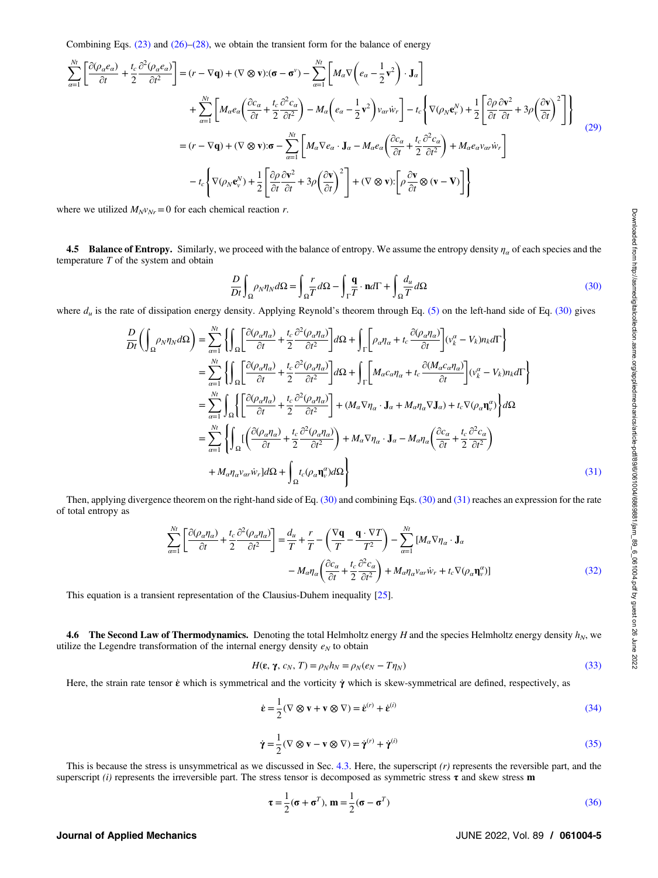Combining Eqs. (23) and (26)–(28), we obtain the transient form for the balance of energy

$$
\begin{aligned}
\sum_{\alpha=1}^{Nt}\left[\frac{\partial(\rho_\alpha e_\alpha)}{\partial t}+\frac{t_c}{2}\frac{\partial^2(\rho_\alpha e_\alpha)}{\partial t^2}\right] &= (r-\nabla \mathbf{q})+(\nabla\otimes\mathbf{v}):(\boldsymbol{\sigma}-\boldsymbol{\sigma}^v)-\sum_{\alpha=1}^{Nt}\left[M_\alpha\nabla\left(e_\alpha-\frac{1}{2}\mathbf{v}^2\right)\cdot\mathbf{J}_\alpha\right] \\
&\quad+\sum_{\alpha=1}^{Nt}\left[M_\alpha e_\alpha\left(\frac{\partial c_\alpha}{\partial t}+\frac{t_c}{2}\frac{\partial^2 c_\alpha}{\partial t^2}\right)-M_\alpha\left(e_\alpha-\frac{1}{2}\mathbf{v}^2\right)v_{\alpha r}\dot{w}_r\right]-t_c\left\{\nabla(\rho_N\mathbf{e}_v^N)+\frac{1}{2}\left[\frac{\partial\rho}{\partial t}\frac{\partial\mathbf{v}^2}{\partial t}+3\rho\left(\frac{\partial\mathbf{v}}{\partial t}\right)^2\right]\right\} \\
&=(r-\nabla\mathbf{q})+(\nabla\otimes\mathbf{v}):\boldsymbol{\sigma}-\sum_{\alpha=1}^{Nt}\left[M_\alpha\nabla e_\alpha\cdot\mathbf{J}_\alpha-M_\alpha e_\alpha\left(\frac{\partial c_\alpha}{\partial t}+\frac{t_c}{2}\frac{\partial^2 c_\alpha}{\partial t^2}\right)+M_\alpha e_\alpha v_{\alpha r}\dot{w}_r\right] \\
&\quad-t_c\left\{\nabla(\rho_N\mathbf{e}_v^N)+\frac{1}{2}\left[\frac{\partial\rho}{\partial t}\frac{\partial\mathbf{v}^2}{\partial t}+3\rho\left(\frac{\partial\mathbf{v}}{\partial t}\right)^2\right]+(\nabla\otimes\mathbf{v}):\left[\rho\frac{\partial\mathbf{v}}{\partial t}\otimes(\mathbf{v}-\mathbf{V})\right]\right\}
\end{aligned}
\tag{29}
$$

where we utilized $M_N v_{Nr}=0$ for each chemical reaction $r$.

### 4.5 Balance of Entropy.

Similarly, we proceed with the balance of entropy. We assume the entropy density $\eta_\alpha$ of each species and the temperature $T$ of the system and obtain

$$
\frac{D}{Dt}\int_\Omega \rho_N\eta_N d\Omega=\int_\Omega\frac{r}{T}d\Omega-\int_\Gamma\frac{\mathbf{q}}{T}\cdot\mathbf{n}d\Gamma+\int_\Omega\frac{d_u}{T}d\Omega \tag{30}
$$

where $d_u$ is the rate of dissipation energy density. Applying Reynold's theorem through Eq. (5) on the left-hand side of Eq. (30) gives

$$
\begin{aligned}
\frac{D}{Dt}\left(\int_\Omega\rho_N\eta_N d\Omega\right)&=\sum_{\alpha=1}^{Nt}\left\{\int_\Omega\left[\frac{\partial(\rho_\alpha\eta_\alpha)}{\partial t}+\frac{t_c}{2}\frac{\partial^2(\rho_\alpha\eta_\alpha)}{\partial t^2}\right]d\Omega+\int_\Gamma\left[\rho_\alpha\eta_\alpha+t_c\frac{\partial(\rho_\alpha\eta_\alpha)}{\partial t}\right](v_k^\alpha-V_k)n_k d\Gamma\right\} \\
&=\sum_{\alpha=1}^{Nt}\left\{\int_\Omega\left[\frac{\partial(\rho_\alpha\eta_\alpha)}{\partial t}+\frac{t_c}{2}\frac{\partial^2(\rho_\alpha\eta_\alpha)}{\partial t^2}\right]d\Omega+\int_\Gamma\left[M_\alpha c_\alpha\eta_\alpha+t_c\frac{\partial(M_\alpha c_\alpha\eta_\alpha)}{\partial t}\right](v_k^\alpha-V_k)n_k d\Gamma\right\} \\
&=\sum_{\alpha=1}^{Nt}\int_\Omega\left\{\left[\frac{\partial(\rho_\alpha\eta_\alpha)}{\partial t}+\frac{t_c}{2}\frac{\partial^2(\rho_\alpha\eta_\alpha)}{\partial t^2}\right]+(M_\alpha\nabla\eta_\alpha\cdot\mathbf{J}_\alpha+M_\alpha\eta_\alpha\nabla\mathbf{J}_\alpha)+t_c\nabla(\rho_\alpha\boldsymbol{\eta}_v^\alpha)\right\}d\Omega \\
&=\sum_{\alpha=1}^{Nt}\left\{\int_\Omega\left[\left(\frac{\partial(\rho_\alpha\eta_\alpha)}{\partial t}+\frac{t_c}{2}\frac{\partial^2(\rho_\alpha\eta_\alpha)}{\partial t^2}\right)+M_\alpha\nabla\eta_\alpha\cdot\mathbf{J}_\alpha-M_\alpha\eta_\alpha\left(\frac{\partial c_\alpha}{\partial t}+\frac{t_c}{2}\frac{\partial^2 c_\alpha}{\partial t^2}\right)\right.\right. \\
&\quad\left.\left.+M_\alpha\eta_\alpha v_{\alpha r}\dot{w}_r\right]d\Omega+\int_\Omega t_c(\rho_\alpha\boldsymbol{\eta}_v^\alpha)d\Omega\right\}
\end{aligned}
\tag{31}
$$

Then, applying divergence theorem on the right-hand side of Eq. (30) and combining Eqs. (30) and (31) reaches an expression for the rate of total entropy as

$$
\begin{aligned}
\sum_{\alpha=1}^{Nt}\left[\frac{\partial(\rho_\alpha\eta_\alpha)}{\partial t}+\frac{t_c}{2}\frac{\partial^2(\rho_\alpha\eta_\alpha)}{\partial t^2}\right]&=\frac{d_u}{T}+\frac{r}{T}-\left(\frac{\nabla\mathbf{q}}{T}-\frac{\mathbf{q}\cdot\nabla T}{T^2}\right)-\sum_{\alpha=1}^{Nt}[M_\alpha\nabla\eta_\alpha\cdot\mathbf{J}_\alpha \\
&\quad-M_\alpha\eta_\alpha\left(\frac{\partial c_\alpha}{\partial t}+\frac{t_c}{2}\frac{\partial^2 c_\alpha}{\partial t^2}\right)+M_\alpha\eta_\alpha v_{\alpha r}\dot{w}_r+t_c\nabla(\rho_\alpha\boldsymbol{\eta}_v^\alpha)]
\end{aligned}
\tag{32}
$$

This equation is a transient representation of the Clausius-Duhem inequality [25].

### 4.6 The Second Law of Thermodynamics.

Denoting the total Helmholtz energy $H$ and the species Helmholtz energy density $h_N$, we utilize the Legendre transformation of the internal energy density $e_N$ to obtain

$$
H(\boldsymbol{\varepsilon},\boldsymbol{\gamma},c_N,T)=\rho_N h_N=\rho_N(e_N-T\eta_N) \tag{33}
$$

Here, the strain rate tensor $\dot{\boldsymbol{\varepsilon}}$ which is symmetrical and the vorticity $\dot{\boldsymbol{\gamma}}$ which is skew-symmetrical are defined, respectively, as

$$
\dot{\boldsymbol{\varepsilon}}=\frac{1}{2}(\nabla\otimes\mathbf{v}+\mathbf{v}\otimes\nabla)=\dot{\boldsymbol{\varepsilon}}^{(r)}+\dot{\boldsymbol{\varepsilon}}^{(i)} \tag{34}
$$

$$
\dot{\boldsymbol{\gamma}}=\frac{1}{2}(\nabla\otimes\mathbf{v}-\mathbf{v}\otimes\nabla)=\dot{\boldsymbol{\gamma}}^{(r)}+\dot{\boldsymbol{\gamma}}^{(i)} \tag{35}
$$

This is because the stress is unsymmetrical as we discussed in Sec. 4.3. Here, the superscript *(r)* represents the reversible part, and the superscript *(i)* represents the irreversible part. The stress tensor is decomposed as symmetric stress $\boldsymbol{\tau}$ and skew stress $\mathbf{m}$

$$
\boldsymbol{\tau}=\frac{1}{2}(\boldsymbol{\sigma}+\boldsymbol{\sigma}^T),\ \mathbf{m}=\frac{1}{2}(\boldsymbol{\sigma}-\boldsymbol{\sigma}^T) \tag{36}
$$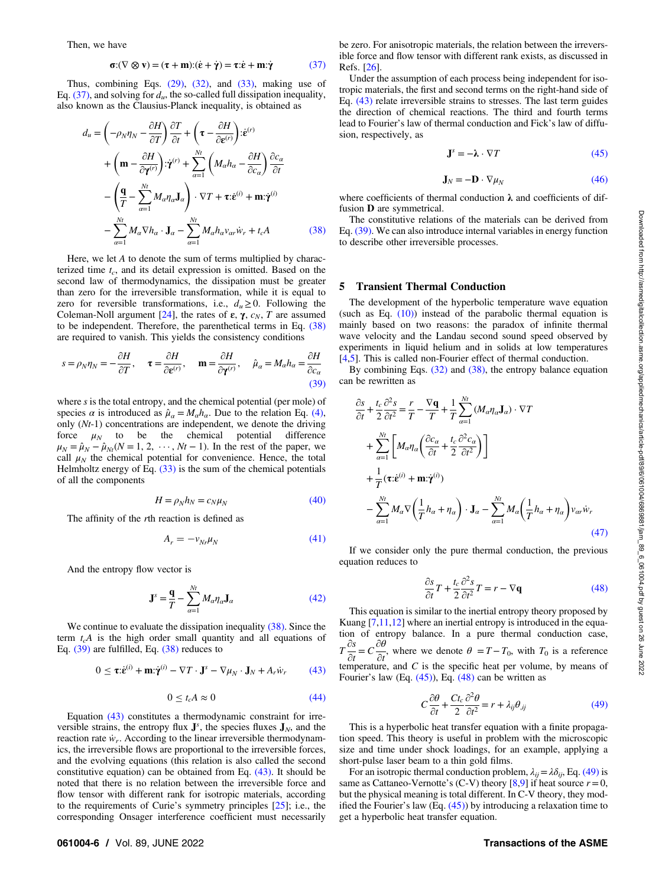Then, we have

$$\boldsymbol{\sigma}:(\nabla \otimes \mathbf{v}) = (\boldsymbol{\tau} + \mathbf{m}):(\dot{\boldsymbol{\varepsilon}} + \dot{\boldsymbol{\gamma}}) = \boldsymbol{\tau}:\dot{\boldsymbol{\varepsilon}} + \mathbf{m}:\dot{\boldsymbol{\gamma}} \tag{37}$$

Thus, combining Eqs. (29), (32), and (33), making use of Eq. (37), and solving for $d_u$, the so-called full dissipation inequality, also known as the Clausius-Planck inequality, is obtained as

$$\begin{aligned} d_u = &\left(-\rho_N \eta_N - \frac{\partial H}{\partial T}\right)\frac{\partial T}{\partial t} + \left(\boldsymbol{\tau} - \frac{\partial H}{\partial \boldsymbol{\varepsilon}^{(r)}}\right):\dot{\boldsymbol{\varepsilon}}^{(r)} \\ &+ \left(\mathbf{m} - \frac{\partial H}{\partial \boldsymbol{\gamma}^{(r)}}\right):\dot{\boldsymbol{\gamma}}^{(r)} + \sum_{\alpha=1}^{Nt}\left(M_\alpha h_\alpha - \frac{\partial H}{\partial c_\alpha}\right)\frac{\partial c_\alpha}{\partial t} \\ &- \left(\frac{\mathbf{q}}{T} - \sum_{\alpha=1}^{Nt} M_\alpha \eta_\alpha \mathbf{J}_\alpha\right)\cdot \nabla T + \boldsymbol{\tau}:\dot{\boldsymbol{\varepsilon}}^{(i)} + \mathbf{m}:\dot{\boldsymbol{\gamma}}^{(i)} \\ &- \sum_{\alpha=1}^{Nt} M_\alpha \nabla h_\alpha \cdot \mathbf{J}_\alpha - \sum_{\alpha=1}^{Nt} M_\alpha h_\alpha v_{\alpha r} \dot{w}_r + t_c A \end{aligned} \tag{38}$$

Here, we let $A$ to denote the sum of terms multiplied by characterized time $t_c$, and its detail expression is omitted. Based on the second law of thermodynamics, the dissipation must be greater than zero for the irreversible transformation, while it is equal to zero for reversible transformations, i.e., $d_u \geq 0$. Following the Coleman-Noll argument [24], the rates of $\boldsymbol{\varepsilon}$, $\boldsymbol{\gamma}$, $c_N$, $T$ are assumed to be independent. Therefore, the parenthetical terms in Eq. (38) are required to vanish. This yields the consistency conditions

$$s = \rho_N \eta_N = -\frac{\partial H}{\partial T}, \quad \boldsymbol{\tau} = \frac{\partial H}{\partial \boldsymbol{\varepsilon}^{(r)}}, \quad \mathbf{m} = \frac{\partial H}{\partial \boldsymbol{\gamma}^{(r)}}, \quad \hat{\mu}_\alpha = M_\alpha h_\alpha = \frac{\partial H}{\partial c_\alpha} \tag{39}$$

where $s$ is the total entropy, and the chemical potential (per mole) of species $\alpha$ is introduced as $\hat{\mu}_\alpha = M_\alpha h_\alpha$. Due to the relation Eq. (4), only ($Nt$-1) concentrations are independent, we denote the driving force $\mu_N$ to be the chemical potential difference $\mu_N = \hat{\mu}_N - \hat{\mu}_{Nt}(N = 1, 2, \cdots, Nt-1)$. In the rest of the paper, we call $\mu_N$ the chemical potential for convenience. Hence, the total Helmholtz energy of Eq. (33) is the sum of the chemical potentials of all the components

$$H = \rho_N h_N = c_N \mu_N \tag{40}$$

The affinity of the $r$th reaction is defined as

$$A_r = -v_{Nr}\mu_N \tag{41}$$

And the entropy flow vector is

$$\mathbf{J}^s = \frac{\mathbf{q}}{T} - \sum_{\alpha=1}^{Nt} M_\alpha \eta_\alpha \mathbf{J}_\alpha \tag{42}$$

We continue to evaluate the dissipation inequality (38). Since the term $t_c A$ is the high order small quantity and all equations of Eq. (39) are fulfilled, Eq. (38) reduces to

$$0 \leq \boldsymbol{\tau}:\dot{\boldsymbol{\varepsilon}}^{(i)} + \mathbf{m}:\dot{\boldsymbol{\gamma}}^{(i)} - \nabla T \cdot \mathbf{J}^s - \nabla \mu_N \cdot \mathbf{J}_N + A_r \dot{w}_r \tag{43}$$

$$0 \leq t_c A \approx 0 \tag{44}$$

Equation (43) constitutes a thermodynamic constraint for irreversible strains, the entropy flux $\mathbf{J}^s$, the species fluxes $\mathbf{J}_N$, and the reaction rate $\dot{w}_r$. According to the linear irreversible thermodynamics, the irreversible flows are proportional to the irreversible forces, and the evolving equations (this relation is also called the second constitutive equation) can be obtained from Eq. (43). It should be noted that there is no relation between the irreversible force and flow tensor with different rank for isotropic materials, according to the requirements of Curie's symmetry principles [25]; i.e., the corresponding Onsager interference coefficient must necessarily be zero. For anisotropic materials, the relation between the irreversible force and flow tensor with different rank exists, as discussed in Refs. [26].

Under the assumption of each process being independent for isotropic materials, the first and second terms on the right-hand side of Eq. (43) relate irreversible strains to stresses. The last term guides the direction of chemical reactions. The third and fourth terms lead to Fourier's law of thermal conduction and Fick's law of diffusion, respectively, as

$$\mathbf{J}^s = -\boldsymbol{\lambda} \cdot \nabla T \tag{45}$$

$$\mathbf{J}_N = -\mathbf{D} \cdot \nabla \mu_N \tag{46}$$

where coefficients of thermal conduction $\boldsymbol{\lambda}$ and coefficients of diffusion $\mathbf{D}$ are symmetrical.

The constitutive relations of the materials can be derived from Eq. (39). We can also introduce internal variables in energy function to describe other irreversible processes.

## 5 Transient Thermal Conduction

The development of the hyperbolic temperature wave equation (such as Eq. (10)) instead of the parabolic thermal equation is mainly based on two reasons: the paradox of infinite thermal wave velocity and the Landau second sound speed observed by experiments in liquid helium and in solids at low temperatures [4,5]. This is called non-Fourier effect of thermal conduction.

By combining Eqs. (32) and (38), the entropy balance equation can be rewritten as

$$\begin{aligned} \frac{\partial s}{\partial t} + \frac{t_c}{2}\frac{\partial^2 s}{\partial t^2} = &\frac{r}{T} - \frac{\nabla \mathbf{q}}{T} + \frac{1}{T}\sum_{\alpha=1}^{Nt}(M_\alpha \eta_\alpha \mathbf{J}_\alpha)\cdot \nabla T \\ &+ \sum_{\alpha=1}^{Nt}\left[M_\alpha \eta_\alpha\left(\frac{\partial c_\alpha}{\partial t} + \frac{t_c}{2}\frac{\partial^2 c_\alpha}{\partial t^2}\right)\right] \\ &+ \frac{1}{T}(\boldsymbol{\tau}:\dot{\boldsymbol{\varepsilon}}^{(i)} + \mathbf{m}:\dot{\boldsymbol{\gamma}}^{(i)}) \\ &- \sum_{\alpha=1}^{Nt} M_\alpha \nabla\left(\frac{1}{T}h_\alpha + \eta_\alpha\right)\cdot \mathbf{J}_\alpha - \sum_{\alpha=1}^{Nt} M_\alpha\left(\frac{1}{T}h_\alpha + \eta_\alpha\right)v_{\alpha r}\dot{w}_r \end{aligned} \tag{47}$$

If we consider only the pure thermal conduction, the previous equation reduces to

$$\frac{\partial s}{\partial t}T + \frac{t_c}{2}\frac{\partial^2 s}{\partial t^2}T = r - \nabla \mathbf{q} \tag{48}$$

This equation is similar to the inertial entropy theory proposed by Kuang [7,11,12] where an inertial entropy is introduced in the equation of entropy balance. In a pure thermal conduction case, $T\frac{\partial s}{\partial t} = C\frac{\partial \theta}{\partial t}$, where we denote $\theta = T - T_0$, with $T_0$ is a reference temperature, and $C$ is the specific heat per volume, by means of Fourier's law (Eq. (45)), Eq. (48) can be written as

$$C\frac{\partial \theta}{\partial t} + \frac{Ct_c}{2}\frac{\partial^2 \theta}{\partial t^2} = r + \lambda_{ij}\theta_{,ij} \tag{49}$$

This is a hyperbolic heat transfer equation with a finite propagation speed. This theory is useful in problem with the microscopic size and time under shock loadings, for an example, applying a short-pulse laser beam to a thin gold films.

For an isotropic thermal conduction problem, $\lambda_{ij} = \lambda\delta_{ij}$, Eq. (49) is same as Cattaneo-Vernotte's (C-V) theory [8,9] if heat source $r = 0$, but the physical meaning is total different. In C-V theory, they modified the Fourier's law (Eq. (45)) by introducing a relaxation time to get a hyperbolic heat transfer equation.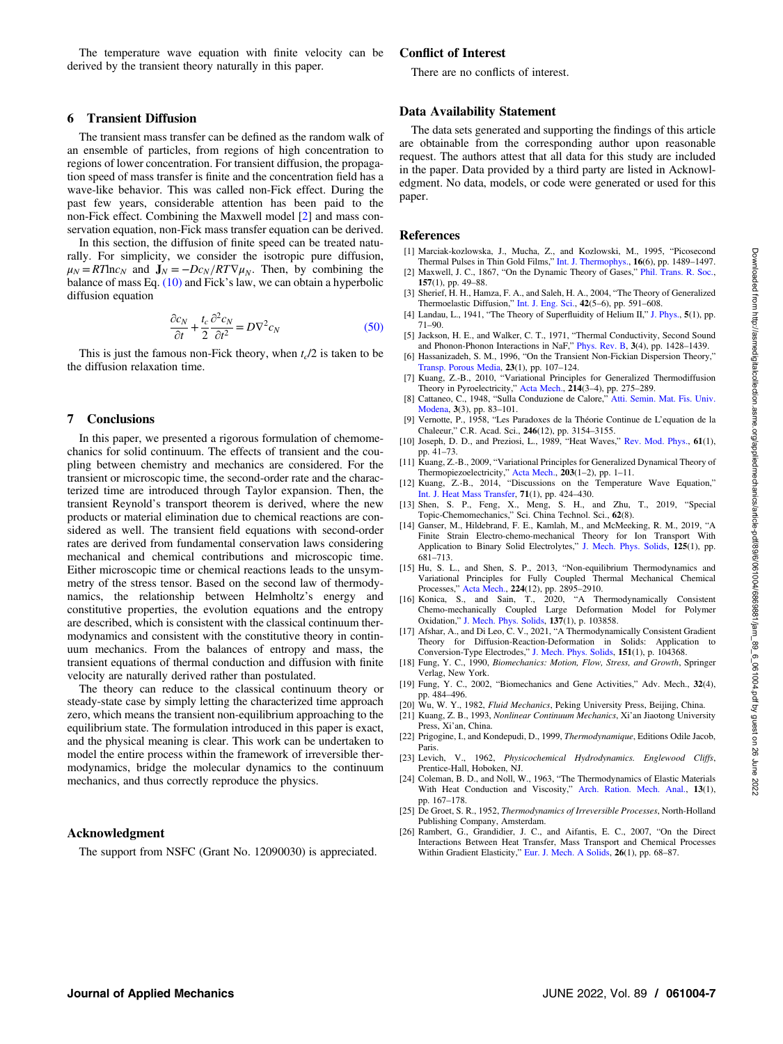The temperature wave equation with finite velocity can be derived by the transient theory naturally in this paper.

## 6 Transient Diffusion

The transient mass transfer can be defined as the random walk of an ensemble of particles, from regions of high concentration to regions of lower concentration. For transient diffusion, the propagation speed of mass transfer is finite and the concentration field has a wave-like behavior. This was called non-Fick effect. During the past few years, considerable attention has been paid to the non-Fick effect. Combining the Maxwell model [2] and mass conservation equation, non-Fick mass transfer equation can be derived.

In this section, the diffusion of finite speed can be treated naturally. For simplicity, we consider the isotropic pure diffusion, $\mu_N = RT\ln c_N$ and $\mathbf{J}_N = -Dc_N/RT\nabla\mu_N$. Then, by combining the balance of mass Eq. (10) and Fick's law, we can obtain a hyperbolic diffusion equation

$$\frac{\partial c_N}{\partial t} + \frac{t_c}{2}\frac{\partial^2 c_N}{\partial t^2} = D\nabla^2 c_N \tag{50}$$

This is just the famous non-Fick theory, when $t_c/2$ is taken to be the diffusion relaxation time.

## 7 Conclusions

In this paper, we presented a rigorous formulation of chemomechanics for solid continuum. The effects of transient and the coupling between chemistry and mechanics are considered. For the transient or microscopic time, the second-order rate and the characterized time are introduced through Taylor expansion. Then, the transient Reynold's transport theorem is derived, where the new products or material elimination due to chemical reactions are considered as well. The transient field equations with second-order rates are derived from fundamental conservation laws considering mechanical and chemical contributions and microscopic time. Either microscopic time or chemical reactions leads to the unsymmetry of the stress tensor. Based on the second law of thermodynamics, the relationship between Helmholtz's energy and constitutive properties, the evolution equations and the entropy are described, which is consistent with the classical continuum thermodynamics and consistent with the constitutive theory in continuum mechanics. From the balances of entropy and mass, the transient equations of thermal conduction and diffusion with finite velocity are naturally derived rather than postulated.

The theory can reduce to the classical continuum theory or steady-state case by simply letting the characterized time approach zero, which means the transient non-equilibrium approaching to the equilibrium state. The formulation introduced in this paper is exact, and the physical meaning is clear. This work can be undertaken to model the entire process within the framework of irreversible thermodynamics, bridge the molecular dynamics to the continuum mechanics, and thus correctly reproduce the physics.

## Acknowledgment

The support from NSFC (Grant No. 12090030) is appreciated.

## Conflict of Interest

There are no conflicts of interest.

## Data Availability Statement

The data sets generated and supporting the findings of this article are obtainable from the corresponding author upon reasonable request. The authors attest that all data for this study are included in the paper. Data provided by a third party are listed in Acknowledgment. No data, models, or code were generated or used for this paper.

## References

[1] Marciak-kozlowska, J., Mucha, Z., and Kozlowski, M., 1995, "Picosecond Thermal Pulses in Thin Gold Films," Int. J. Thermophys., **16**(6), pp. 1489–1497.

[2] Maxwell, J. C., 1867, "On the Dynamic Theory of Gases," Phil. Trans. R. Soc., **157**(1), pp. 49–88.

[3] Sherief, H. H., Hamza, F. A., and Saleh, H. A., 2004, "The Theory of Generalized Thermoelastic Diffusion," Int. J. Eng. Sci., **42**(5–6), pp. 591–608.

[4] Landau, L., 1941, "The Theory of Superfluidity of Helium II," J. Phys., **5**(1), pp. 71–90.

[5] Jackson, H. E., and Walker, C. T., 1971, "Thermal Conductivity, Second Sound and Phonon-Phonon Interactions in NaF," Phys. Rev. B, **3**(4), pp. 1428–1439.

[6] Hassanizadeh, S. M., 1996, "On the Transient Non-Fickian Dispersion Theory," Transp. Porous Media, **23**(1), pp. 107–124.

[7] Kuang, Z.-B., 2010, "Variational Principles for Generalized Thermodiffusion Theory in Pyroelectricity," Acta Mech., **214**(3–4), pp. 275–289.

[8] Cattaneo, C., 1948, "Sulla Conduzione de Calore," Atti. Semin. Mat. Fis. Univ. Modena, **3**(3), pp. 83–101.

[9] Vernotte, P., 1958, "Les Paradoxes de la Théorie Continue de L'equation de la Chaleur," C.R. Acad. Sci., **246**(12), pp. 3154–3155.

[10] Joseph, D. D., and Preziosi, L., 1989, "Heat Waves," Rev. Mod. Phys., **61**(1), pp. 41–73.

[11] Kuang, Z.-B., 2009, "Variational Principles for Generalized Dynamical Theory of Thermopiezoelectricity," Acta Mech., **203**(1–2), pp. 1–11.

[12] Kuang, Z.-B., 2014, "Discussions on the Temperature Wave Equation," Int. J. Heat Mass Transfer, **71**(1), pp. 424–430.

[13] Shen, S. P., Feng, X., Meng, S. H., and Zhu, T., 2019, "Special Topic-Chemomechanics," Sci. China Technol. Sci., **62**(8).

[14] Ganser, M., Hildebrand, F. E., Kamlah, M., and McMeeking, R. M., 2019, "A Finite Strain Electro-chemo-mechanical Theory for Ion Transport With Application to Binary Solid Electrolytes," J. Mech. Phys. Solids, **125**(1), pp. 681–713.

[15] Hu, S. L., and Shen, S. P., 2013, "Non-equilibrium Thermodynamics and Variational Principles for Fully Coupled Thermal Mechanical Chemical Processes," Acta Mech., **224**(12), pp. 2895–2910.

[16] Konica, S., and Sain, T., 2020, "A Thermodynamically Consistent Chemo-mechanically Coupled Large Deformation Model for Polymer Oxidation," J. Mech. Phys. Solids, **137**(1), p. 103858.

[17] Afshar, A., and Di Leo, C. V., 2021, "A Thermodynamically Consistent Gradient Theory for Diffusion-Reaction-Deformation in Solids: Application to Conversion-Type Electrodes," J. Mech. Phys. Solids, **151**(1), p. 104368.

[18] Fung, Y. C., 1990, *Biomechanics: Motion, Flow, Stress, and Growth*, Springer Verlag, New York.

[19] Fung, Y. C., 2002, "Biomechanics and Gene Activities," Adv. Mech., **32**(4), pp. 484–496.

[20] Wu, W. Y., 1982, *Fluid Mechanics*, Peking University Press, Beijing, China.

[21] Kuang, Z. B., 1993, *Nonlinear Continuum Mechanics*, Xi'an Jiaotong University Press, Xi'an, China.

[22] Prigogine, I., and Kondepudi, D., 1999, *Thermodynamique*, Editions Odile Jacob, Paris.

[23] Levich, V., 1962, *Physicochemical Hydrodynamics. Englewood Cliffs*, Prentice-Hall, Hoboken, NJ.

[24] Coleman, B. D., and Noll, W., 1963, "The Thermodynamics of Elastic Materials With Heat Conduction and Viscosity," Arch. Ration. Mech. Anal., **13**(1), pp. 167–178.

[25] De Groet, S. R., 1952, *Thermodynamics of Irreversible Processes*, North-Holland Publishing Company, Amsterdam.

[26] Rambert, G., Grandidier, J. C., and Aifantis, E. C., 2007, "On the Direct Interactions Between Heat Transfer, Mass Transport and Chemical Processes Within Gradient Elasticity," Eur. J. Mech. A Solids, **26**(1), pp. 68–87.